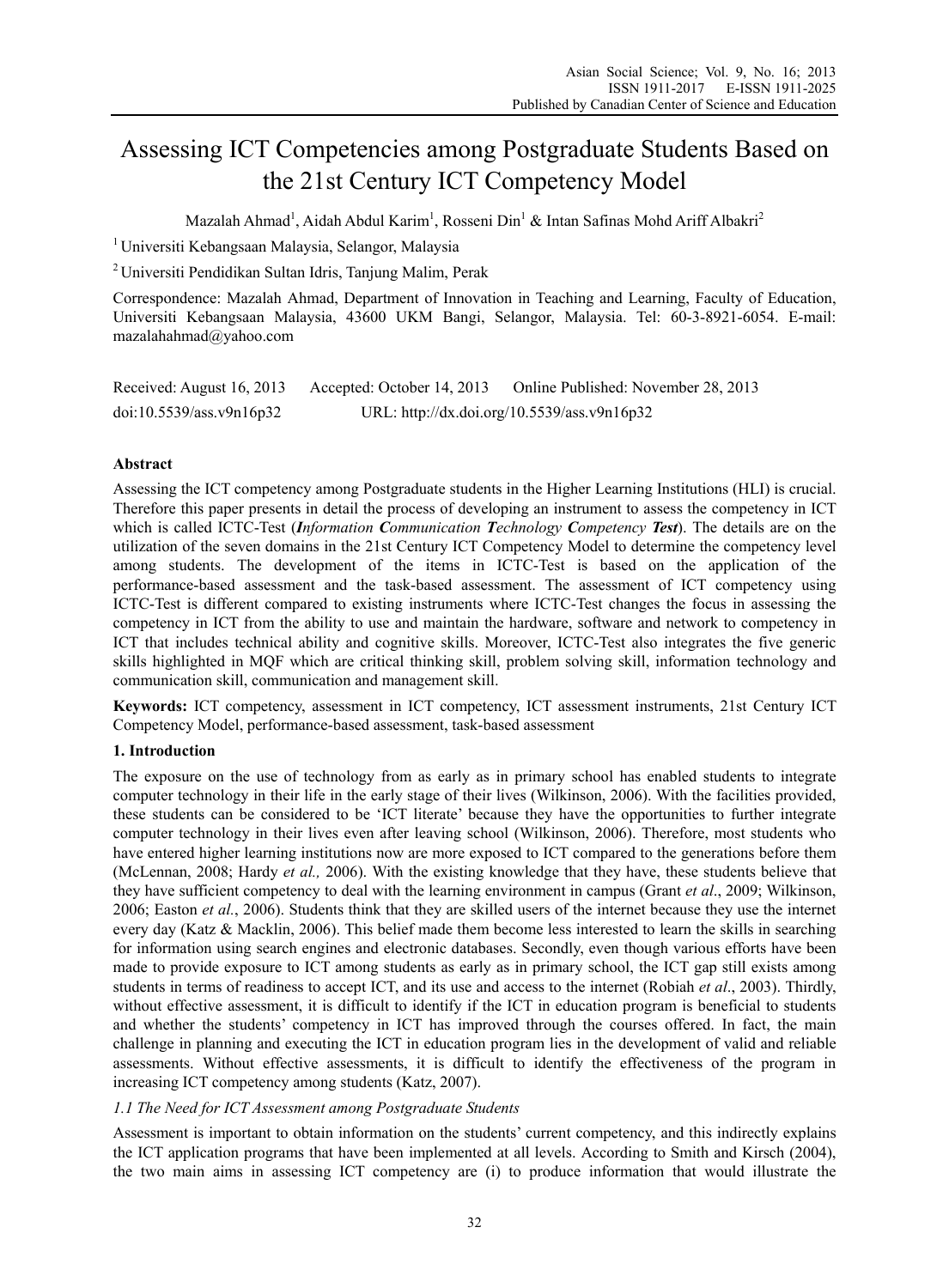# Assessing ICT Competencies among Postgraduate Students Based on the 21st Century ICT Competency Model

Mazalah Ahmad[1], Aidah Abdul Karim[1], Rosseni Din[1] & Intan Safinas Mohd Ariff Albakri[2]

[1] Universiti Kebangsaan Malaysia, Selangor, Malaysia

[2] Universiti Pendidikan Sultan Idris, Tanjung Malim, Perak

Correspondence: Mazalah Ahmad, Department of Innovation in Teaching and Learning, Faculty of Education, Universiti Kebangsaan Malaysia, 43600 UKM Bangi, Selangor, Malaysia. Tel: 60-3-8921-6054. E-mail: mazalahahmad@yahoo.com

Received: August 16, 2013 Accepted: October 14, 2013 Online Published: November 28, 2013

doi:10.5539/ass.v9n16p32 URL: http://dx.doi.org/10.5539/ass.v9n16p32

## Abstract

Assessing the ICT competency among Postgraduate students in the Higher Learning Institutions (HLI) is crucial. Therefore this paper presents in detail the process of developing an instrument to assess the competency in ICT which is called ICTC-Test (***I**nformation **C**ommunication **T**echnology **C**ompetency **Test***). The details are on the utilization of the seven domains in the 21st Century ICT Competency Model to determine the competency level among students. The development of the items in ICTC-Test is based on the application of the performance-based assessment and the task-based assessment. The assessment of ICT competency using ICTC-Test is different compared to existing instruments where ICTC-Test changes the focus in assessing the competency in ICT from the ability to use and maintain the hardware, software and network to competency in ICT that includes technical ability and cognitive skills. Moreover, ICTC-Test also integrates the five generic skills highlighted in MQF which are critical thinking skill, problem solving skill, information technology and communication skill, communication and management skill.

**Keywords:** ICT competency, assessment in ICT competency, ICT assessment instruments, 21st Century ICT Competency Model, performance-based assessment, task-based assessment

## 1. Introduction

The exposure on the use of technology from as early as in primary school has enabled students to integrate computer technology in their life in the early stage of their lives (Wilkinson, 2006). With the facilities provided, these students can be considered to be 'ICT literate' because they have the opportunities to further integrate computer technology in their lives even after leaving school (Wilkinson, 2006). Therefore, most students who have entered higher learning institutions now are more exposed to ICT compared to the generations before them (McLennan, 2008; Hardy *et al.,* 2006). With the existing knowledge that they have, these students believe that they have sufficient competency to deal with the learning environment in campus (Grant *et al*., 2009; Wilkinson, 2006; Easton *et al.*, 2006). Students think that they are skilled users of the internet because they use the internet every day (Katz & Macklin, 2006). This belief made them become less interested to learn the skills in searching for information using search engines and electronic databases. Secondly, even though various efforts have been made to provide exposure to ICT among students as early as in primary school, the ICT gap still exists among students in terms of readiness to accept ICT, and its use and access to the internet (Robiah *et al*., 2003). Thirdly, without effective assessment, it is difficult to identify if the ICT in education program is beneficial to students and whether the students' competency in ICT has improved through the courses offered. In fact, the main challenge in planning and executing the ICT in education program lies in the development of valid and reliable assessments. Without effective assessments, it is difficult to identify the effectiveness of the program in increasing ICT competency among students (Katz, 2007).

### *1.1 The Need for ICT Assessment among Postgraduate Students*

Assessment is important to obtain information on the students' current competency, and this indirectly explains the ICT application programs that have been implemented at all levels. According to Smith and Kirsch (2004), the two main aims in assessing ICT competency are (i) to produce information that would illustrate the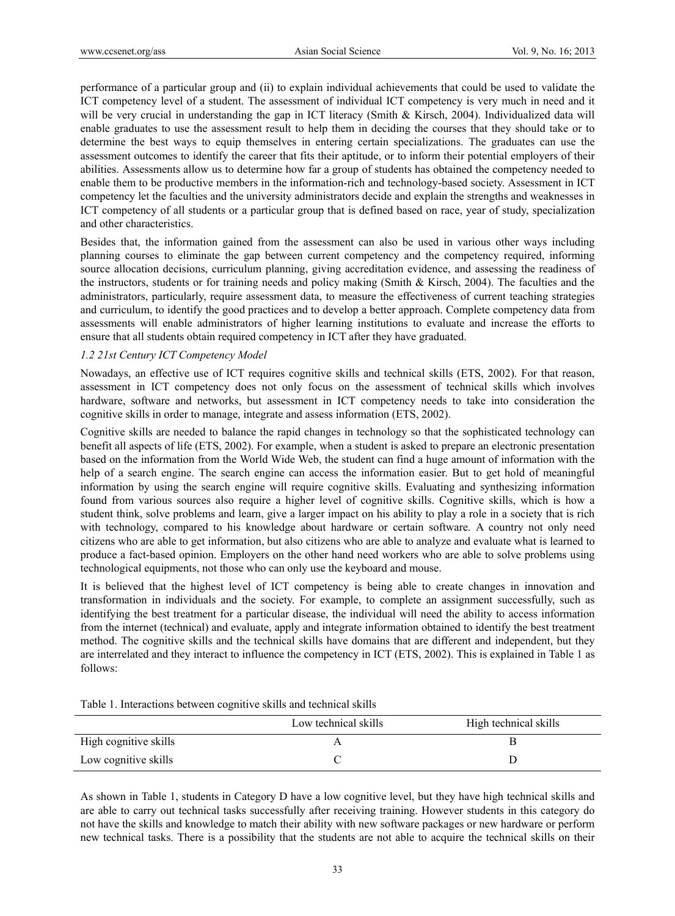performance of a particular group and (ii) to explain individual achievements that could be used to validate the ICT competency level of a student. The assessment of individual ICT competency is very much in need and it will be very crucial in understanding the gap in ICT literacy (Smith & Kirsch, 2004). Individualized data will enable graduates to use the assessment result to help them in deciding the courses that they should take or to determine the best ways to equip themselves in entering certain specializations. The graduates can use the assessment outcomes to identify the career that fits their aptitude, or to inform their potential employers of their abilities. Assessments allow us to determine how far a group of students has obtained the competency needed to enable them to be productive members in the information-rich and technology-based society. Assessment in ICT competency let the faculties and the university administrators decide and explain the strengths and weaknesses in ICT competency of all students or a particular group that is defined based on race, year of study, specialization and other characteristics.

Besides that, the information gained from the assessment can also be used in various other ways including planning courses to eliminate the gap between current competency and the competency required, informing source allocation decisions, curriculum planning, giving accreditation evidence, and assessing the readiness of the instructors, students or for training needs and policy making (Smith & Kirsch, 2004). The faculties and the administrators, particularly, require assessment data, to measure the effectiveness of current teaching strategies and curriculum, to identify the good practices and to develop a better approach. Complete competency data from assessments will enable administrators of higher learning institutions to evaluate and increase the efforts to ensure that all students obtain required competency in ICT after they have graduated.

### *1.2 21st Century ICT Competency Model*

Nowadays, an effective use of ICT requires cognitive skills and technical skills (ETS, 2002). For that reason, assessment in ICT competency does not only focus on the assessment of technical skills which involves hardware, software and networks, but assessment in ICT competency needs to take into consideration the cognitive skills in order to manage, integrate and assess information (ETS, 2002).

Cognitive skills are needed to balance the rapid changes in technology so that the sophisticated technology can benefit all aspects of life (ETS, 2002). For example, when a student is asked to prepare an electronic presentation based on the information from the World Wide Web, the student can find a huge amount of information with the help of a search engine. The search engine can access the information easier. But to get hold of meaningful information by using the search engine will require cognitive skills. Evaluating and synthesizing information found from various sources also require a higher level of cognitive skills. Cognitive skills, which is how a student think, solve problems and learn, give a larger impact on his ability to play a role in a society that is rich with technology, compared to his knowledge about hardware or certain software. A country not only need citizens who are able to get information, but also citizens who are able to analyze and evaluate what is learned to produce a fact-based opinion. Employers on the other hand need workers who are able to solve problems using technological equipments, not those who can only use the keyboard and mouse.

It is believed that the highest level of ICT competency is being able to create changes in innovation and transformation in individuals and the society. For example, to complete an assignment successfully, such as identifying the best treatment for a particular disease, the individual will need the ability to access information from the internet (technical) and evaluate, apply and integrate information obtained to identify the best treatment method. The cognitive skills and the technical skills have domains that are different and independent, but they are interrelated and they interact to influence the competency in ICT (ETS, 2002). This is explained in Table 1 as follows:

Table 1. Interactions between cognitive skills and technical skills

| | Low technical skills | High technical skills |
|---|---|---|
| High cognitive skills | A | B |
| Low cognitive skills | C | D |

As shown in Table 1, students in Category D have a low cognitive level, but they have high technical skills and are able to carry out technical tasks successfully after receiving training. However students in this category do not have the skills and knowledge to match their ability with new software packages or new hardware or perform new technical tasks. There is a possibility that the students are not able to acquire the technical skills on their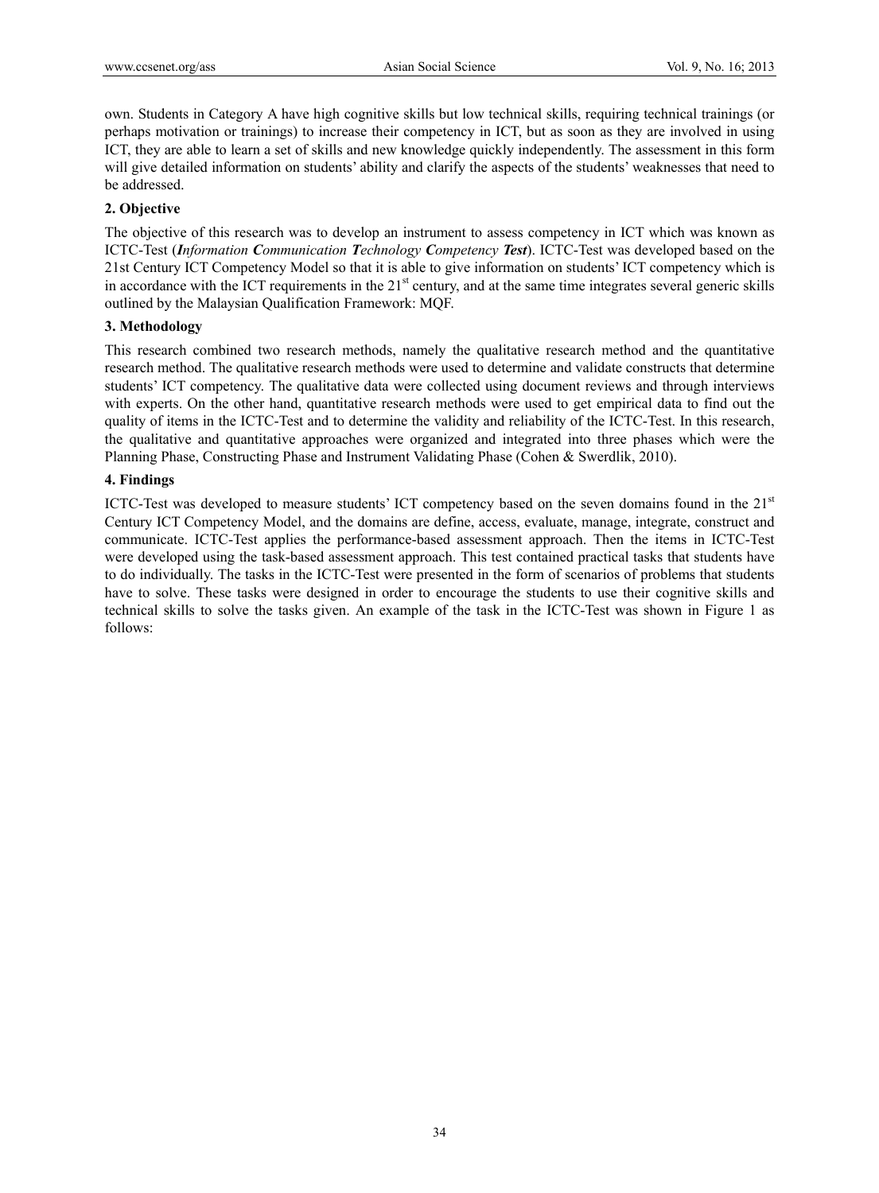own. Students in Category A have high cognitive skills but low technical skills, requiring technical trainings (or perhaps motivation or trainings) to increase their competency in ICT, but as soon as they are involved in using ICT, they are able to learn a set of skills and new knowledge quickly independently. The assessment in this form will give detailed information on students' ability and clarify the aspects of the students' weaknesses that need to be addressed.

## 2. Objective

The objective of this research was to develop an instrument to assess competency in ICT which was known as ICTC-Test (***I**nformation **C**ommunication **T**echnology **C**ompetency **Test***). ICTC-Test was developed based on the 21st Century ICT Competency Model so that it is able to give information on students' ICT competency which is in accordance with the ICT requirements in the 21st century, and at the same time integrates several generic skills outlined by the Malaysian Qualification Framework: MQF.

## 3. Methodology

This research combined two research methods, namely the qualitative research method and the quantitative research method. The qualitative research methods were used to determine and validate constructs that determine students' ICT competency. The qualitative data were collected using document reviews and through interviews with experts. On the other hand, quantitative research methods were used to get empirical data to find out the quality of items in the ICTC-Test and to determine the validity and reliability of the ICTC-Test. In this research, the qualitative and quantitative approaches were organized and integrated into three phases which were the Planning Phase, Constructing Phase and Instrument Validating Phase (Cohen & Swerdlik, 2010).

## 4. Findings

ICTC-Test was developed to measure students' ICT competency based on the seven domains found in the 21st Century ICT Competency Model, and the domains are define, access, evaluate, manage, integrate, construct and communicate. ICTC-Test applies the performance-based assessment approach. Then the items in ICTC-Test were developed using the task-based assessment approach. This test contained practical tasks that students have to do individually. The tasks in the ICTC-Test were presented in the form of scenarios of problems that students have to solve. These tasks were designed in order to encourage the students to use their cognitive skills and technical skills to solve the tasks given. An example of the task in the ICTC-Test was shown in Figure 1 as follows: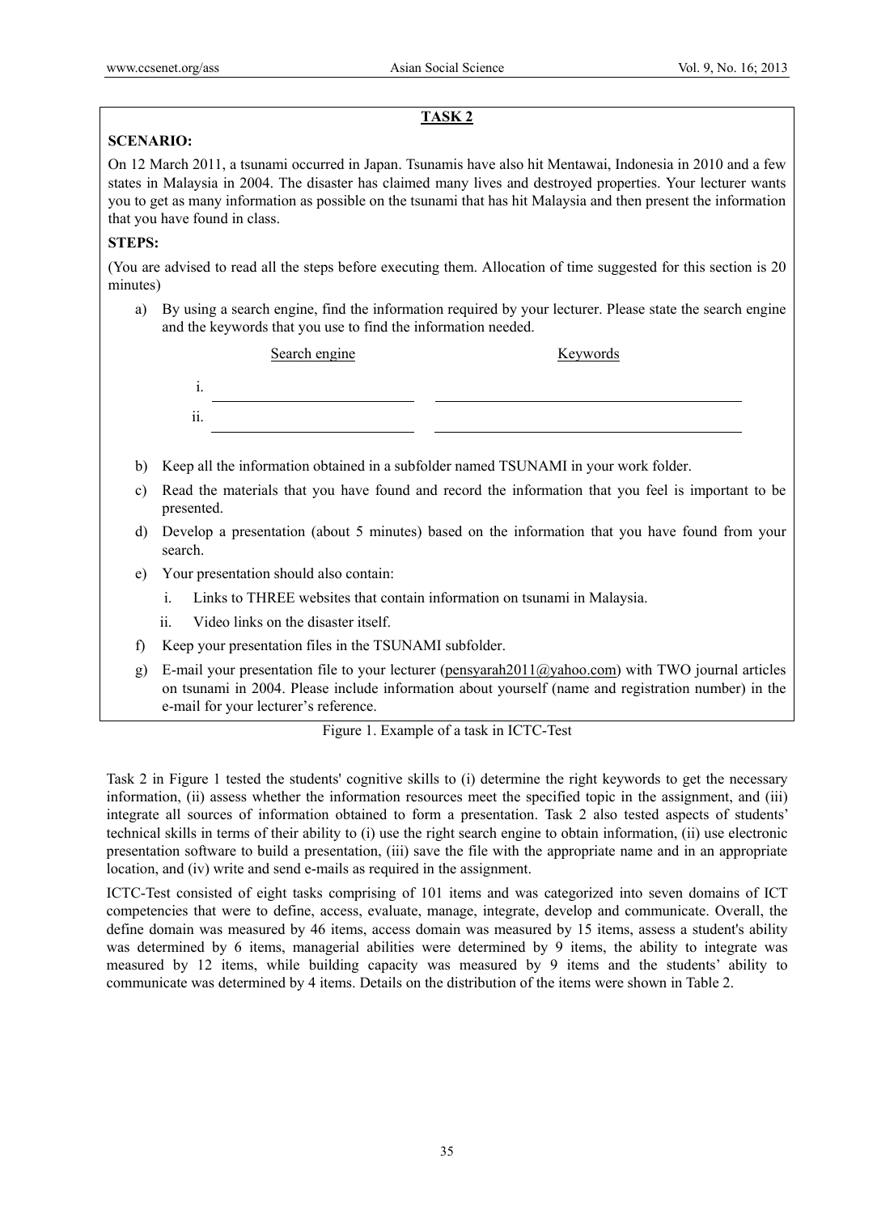**TASK 2**

**SCENARIO:**

On 12 March 2011, a tsunami occurred in Japan. Tsunamis have also hit Mentawai, Indonesia in 2010 and a few states in Malaysia in 2004. The disaster has claimed many lives and destroyed properties. Your lecturer wants you to get as many information as possible on the tsunami that has hit Malaysia and then present the information that you have found in class.

**STEPS:**

(You are advised to read all the steps before executing them. Allocation of time suggested for this section is 20 minutes)

a) By using a search engine, find the information required by your lecturer. Please state the search engine and the keywords that you use to find the information needed.

| | Search engine | Keywords |
|---|---|---|
| i. | ____________________ | ______________________________ |
| ii. | ____________________ | ______________________________ |

b) Keep all the information obtained in a subfolder named TSUNAMI in your work folder.

c) Read the materials that you have found and record the information that you feel is important to be presented.

d) Develop a presentation (about 5 minutes) based on the information that you have found from your search.

e) Your presentation should also contain:

   i. Links to THREE websites that contain information on tsunami in Malaysia.

   ii. Video links on the disaster itself.

f) Keep your presentation files in the TSUNAMI subfolder.

g) E-mail your presentation file to your lecturer (pensyarah2011@yahoo.com) with TWO journal articles on tsunami in 2004. Please include information about yourself (name and registration number) in the e-mail for your lecturer's reference.

Figure 1. Example of a task in ICTC-Test

Task 2 in Figure 1 tested the students' cognitive skills to (i) determine the right keywords to get the necessary information, (ii) assess whether the information resources meet the specified topic in the assignment, and (iii) integrate all sources of information obtained to form a presentation. Task 2 also tested aspects of students' technical skills in terms of their ability to (i) use the right search engine to obtain information, (ii) use electronic presentation software to build a presentation, (iii) save the file with the appropriate name and in an appropriate location, and (iv) write and send e-mails as required in the assignment.

ICTC-Test consisted of eight tasks comprising of 101 items and was categorized into seven domains of ICT competencies that were to define, access, evaluate, manage, integrate, develop and communicate. Overall, the define domain was measured by 46 items, access domain was measured by 15 items, assess a student's ability was determined by 6 items, managerial abilities were determined by 9 items, the ability to integrate was measured by 12 items, while building capacity was measured by 9 items and the students' ability to communicate was determined by 4 items. Details on the distribution of the items were shown in Table 2.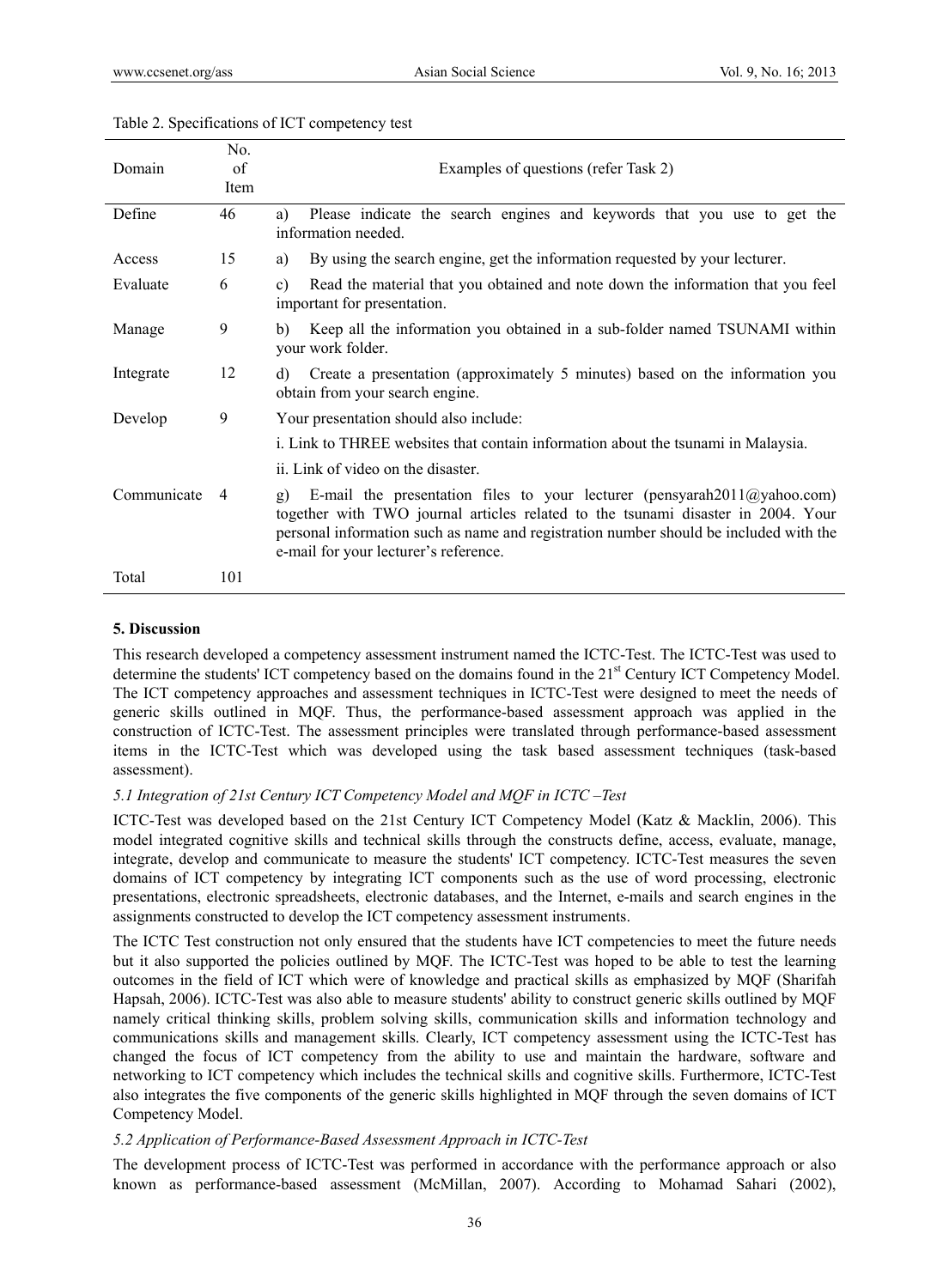Table 2. Specifications of ICT competency test

| Domain | No. of Item | Examples of questions (refer Task 2) |
|---|---|---|
| Define | 46 | a) Please indicate the search engines and keywords that you use to get the information needed. |
| Access | 15 | a) By using the search engine, get the information requested by your lecturer. |
| Evaluate | 6 | c) Read the material that you obtained and note down the information that you feel important for presentation. |
| Manage | 9 | b) Keep all the information you obtained in a sub-folder named TSUNAMI within your work folder. |
| Integrate | 12 | d) Create a presentation (approximately 5 minutes) based on the information you obtain from your search engine. |
| Develop | 9 | Your presentation should also include:<br>i. Link to THREE websites that contain information about the tsunami in Malaysia.<br>ii. Link of video on the disaster. |
| Communicate | 4 | g) E-mail the presentation files to your lecturer (pensyarah2011@yahoo.com) together with TWO journal articles related to the tsunami disaster in 2004. Your personal information such as name and registration number should be included with the e-mail for your lecturer's reference. |
| Total | 101 | |

## 5. Discussion

This research developed a competency assessment instrument named the ICTC-Test. The ICTC-Test was used to determine the students' ICT competency based on the domains found in the 21st Century ICT Competency Model. The ICT competency approaches and assessment techniques in ICTC-Test were designed to meet the needs of generic skills outlined in MQF. Thus, the performance-based assessment approach was applied in the construction of ICTC-Test. The assessment principles were translated through performance-based assessment items in the ICTC-Test which was developed using the task based assessment techniques (task-based assessment).

### *5.1 Integration of 21st Century ICT Competency Model and MQF in ICTC –Test*

ICTC-Test was developed based on the 21st Century ICT Competency Model (Katz & Macklin, 2006). This model integrated cognitive skills and technical skills through the constructs define, access, evaluate, manage, integrate, develop and communicate to measure the students' ICT competency. ICTC-Test measures the seven domains of ICT competency by integrating ICT components such as the use of word processing, electronic presentations, electronic spreadsheets, electronic databases, and the Internet, e-mails and search engines in the assignments constructed to develop the ICT competency assessment instruments.

The ICTC Test construction not only ensured that the students have ICT competencies to meet the future needs but it also supported the policies outlined by MQF. The ICTC-Test was hoped to be able to test the learning outcomes in the field of ICT which were of knowledge and practical skills as emphasized by MQF (Sharifah Hapsah, 2006). ICTC-Test was also able to measure students' ability to construct generic skills outlined by MQF namely critical thinking skills, problem solving skills, communication skills and information technology and communications skills and management skills. Clearly, ICT competency assessment using the ICTC-Test has changed the focus of ICT competency from the ability to use and maintain the hardware, software and networking to ICT competency which includes the technical skills and cognitive skills. Furthermore, ICTC-Test also integrates the five components of the generic skills highlighted in MQF through the seven domains of ICT Competency Model.

### *5.2 Application of Performance-Based Assessment Approach in ICTC-Test*

The development process of ICTC-Test was performed in accordance with the performance approach or also known as performance-based assessment (McMillan, 2007). According to Mohamad Sahari (2002),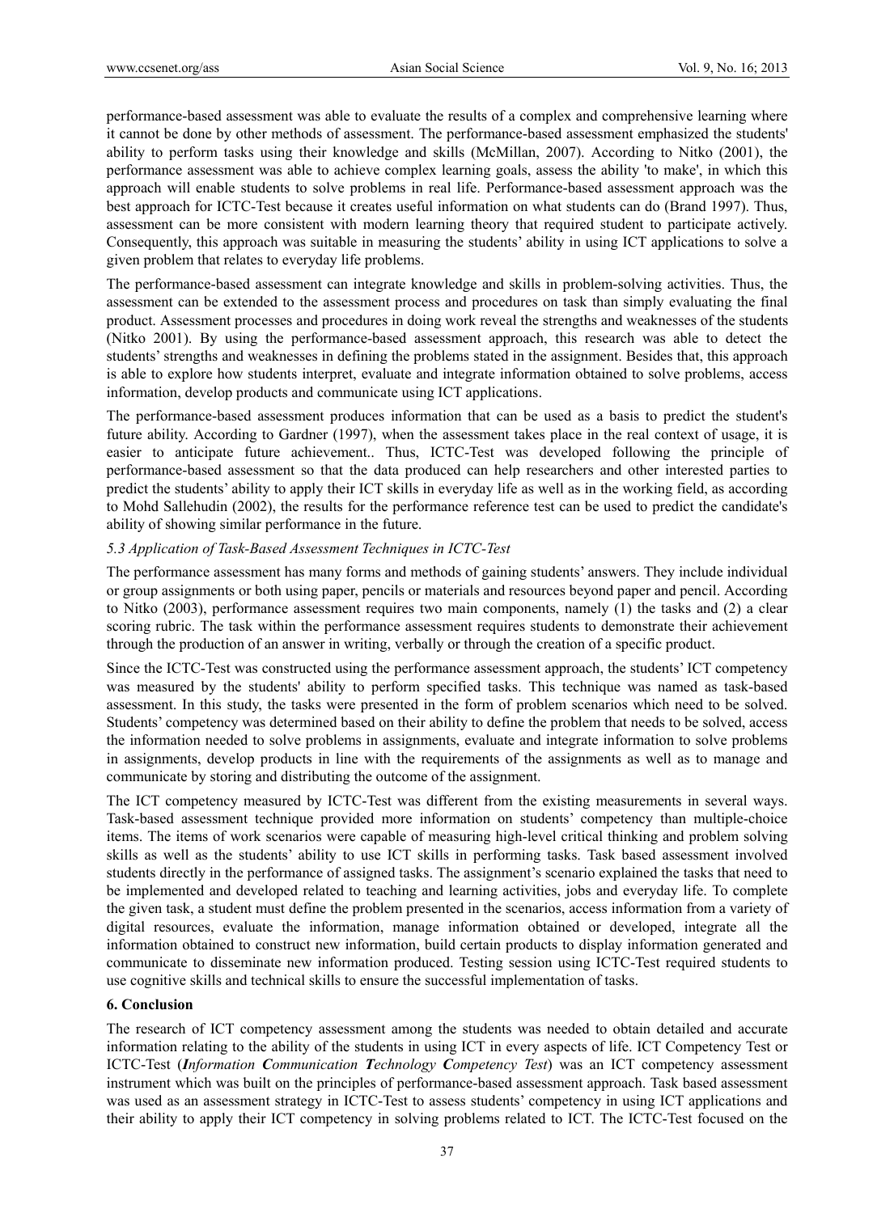performance-based assessment was able to evaluate the results of a complex and comprehensive learning where it cannot be done by other methods of assessment. The performance-based assessment emphasized the students' ability to perform tasks using their knowledge and skills (McMillan, 2007). According to Nitko (2001), the performance assessment was able to achieve complex learning goals, assess the ability 'to make', in which this approach will enable students to solve problems in real life. Performance-based assessment approach was the best approach for ICTC-Test because it creates useful information on what students can do (Brand 1997). Thus, assessment can be more consistent with modern learning theory that required student to participate actively. Consequently, this approach was suitable in measuring the students' ability in using ICT applications to solve a given problem that relates to everyday life problems.

The performance-based assessment can integrate knowledge and skills in problem-solving activities. Thus, the assessment can be extended to the assessment process and procedures on task than simply evaluating the final product. Assessment processes and procedures in doing work reveal the strengths and weaknesses of the students (Nitko 2001). By using the performance-based assessment approach, this research was able to detect the students' strengths and weaknesses in defining the problems stated in the assignment. Besides that, this approach is able to explore how students interpret, evaluate and integrate information obtained to solve problems, access information, develop products and communicate using ICT applications.

The performance-based assessment produces information that can be used as a basis to predict the student's future ability. According to Gardner (1997), when the assessment takes place in the real context of usage, it is easier to anticipate future achievement.. Thus, ICTC-Test was developed following the principle of performance-based assessment so that the data produced can help researchers and other interested parties to predict the students' ability to apply their ICT skills in everyday life as well as in the working field, as according to Mohd Sallehudin (2002), the results for the performance reference test can be used to predict the candidate's ability of showing similar performance in the future.

### *5.3 Application of Task-Based Assessment Techniques in ICTC-Test*

The performance assessment has many forms and methods of gaining students' answers. They include individual or group assignments or both using paper, pencils or materials and resources beyond paper and pencil. According to Nitko (2003), performance assessment requires two main components, namely (1) the tasks and (2) a clear scoring rubric. The task within the performance assessment requires students to demonstrate their achievement through the production of an answer in writing, verbally or through the creation of a specific product.

Since the ICTC-Test was constructed using the performance assessment approach, the students' ICT competency was measured by the students' ability to perform specified tasks. This technique was named as task-based assessment. In this study, the tasks were presented in the form of problem scenarios which need to be solved. Students' competency was determined based on their ability to define the problem that needs to be solved, access the information needed to solve problems in assignments, evaluate and integrate information to solve problems in assignments, develop products in line with the requirements of the assignments as well as to manage and communicate by storing and distributing the outcome of the assignment.

The ICT competency measured by ICTC-Test was different from the existing measurements in several ways. Task-based assessment technique provided more information on students' competency than multiple-choice items. The items of work scenarios were capable of measuring high-level critical thinking and problem solving skills as well as the students' ability to use ICT skills in performing tasks. Task based assessment involved students directly in the performance of assigned tasks. The assignment's scenario explained the tasks that need to be implemented and developed related to teaching and learning activities, jobs and everyday life. To complete the given task, a student must define the problem presented in the scenarios, access information from a variety of digital resources, evaluate the information, manage information obtained or developed, integrate all the information obtained to construct new information, build certain products to display information generated and communicate to disseminate new information produced. Testing session using ICTC-Test required students to use cognitive skills and technical skills to ensure the successful implementation of tasks.

## 6. Conclusion

The research of ICT competency assessment among the students was needed to obtain detailed and accurate information relating to the ability of the students in using ICT in every aspects of life. ICT Competency Test or ICTC-Test (***I****nformation* ***C****ommunication* ***T****echnology* ***C****ompetency* ***T****est*) was an ICT competency assessment instrument which was built on the principles of performance-based assessment approach. Task based assessment was used as an assessment strategy in ICTC-Test to assess students' competency in using ICT applications and their ability to apply their ICT competency in solving problems related to ICT. The ICTC-Test focused on the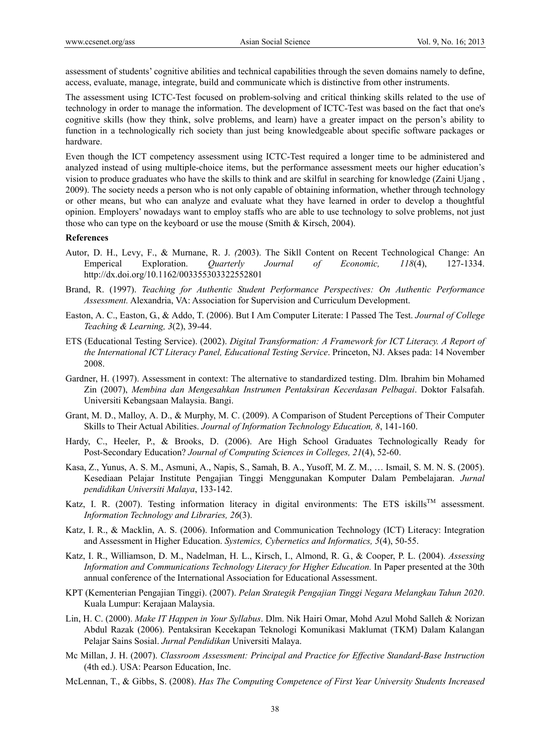assessment of students' cognitive abilities and technical capabilities through the seven domains namely to define, access, evaluate, manage, integrate, build and communicate which is distinctive from other instruments.

The assessment using ICTC-Test focused on problem-solving and critical thinking skills related to the use of technology in order to manage the information. The development of ICTC-Test was based on the fact that one's cognitive skills (how they think, solve problems, and learn) have a greater impact on the person's ability to function in a technologically rich society than just being knowledgeable about specific software packages or hardware.

Even though the ICT competency assessment using ICTC-Test required a longer time to be administered and analyzed instead of using multiple-choice items, but the performance assessment meets our higher education's vision to produce graduates who have the skills to think and are skilful in searching for knowledge (Zaini Ujang , 2009). The society needs a person who is not only capable of obtaining information, whether through technology or other means, but who can analyze and evaluate what they have learned in order to develop a thoughtful opinion. Employers' nowadays want to employ staffs who are able to use technology to solve problems, not just those who can type on the keyboard or use the mouse (Smith & Kirsch, 2004).

**References**

Autor, D. H., Levy, F., & Murnane, R. J. *(*2003). The Sikll Content on Recent Technological Change: An Emperical Exploration. *Quarterly Journal of Economic, 118*(4), 127-1334. http://dx.doi.org/10.1162/003355303322552801

Brand, R. (1997). *Teaching for Authentic Student Performance Perspectives: On Authentic Performance Assessment*. Alexandria, VA: Association for Supervision and Curriculum Development.

Easton, A. C., Easton, G., & Addo, T. (2006). But I Am Computer Literate: I Passed The Test. *Journal of College Teaching & Learning, 3*(2), 39-44.

ETS (Educational Testing Service). (2002). *Digital Transformation: A Framework for ICT Literacy. A Report of the International ICT Literacy Panel, Educational Testing Service*. Princeton, NJ. Akses pada: 14 November 2008.

Gardner, H. (1997). Assessment in context: The alternative to standardized testing. Dlm. Ibrahim bin Mohamed Zin (2007), *Membina dan Mengesahkan Instrumen Pentaksiran Kecerdasan Pelbagai*. Doktor Falsafah. Universiti Kebangsaan Malaysia. Bangi.

Grant, M. D., Malloy, A. D., & Murphy, M. C. (2009). A Comparison of Student Perceptions of Their Computer Skills to Their Actual Abilities. *Journal of Information Technology Education, 8*, 141-160.

Hardy, C., Heeler, P., & Brooks, D. (2006). Are High School Graduates Technologically Ready for Post-Secondary Education? *Journal of Computing Sciences in Colleges, 21*(4), 52-60.

Kasa, Z., Yunus, A. S. M., Asmuni, A., Napis, S., Samah, B. A., Yusoff, M. Z. M., … Ismail, S. M. N. S. (2005). Kesediaan Pelajar Institute Pengajian Tinggi Menggunakan Komputer Dalam Pembelajaran. *Jurnal pendidikan Universiti Malaya*, 133-142.

Katz, I. R. (2007). Testing information literacy in digital environments: The ETS iskills™ assessment. *Information Technology and Libraries, 26*(3).

Katz, I. R., & Macklin, A. S. (2006). Information and Communication Technology (ICT) Literacy: Integration and Assessment in Higher Education. *Systemics, Cybernetics and Informatics, 5*(4), 50-55.

Katz, I. R., Williamson, D. M., Nadelman, H. L., Kirsch, I., Almond, R. G., & Cooper, P. L. (2004). *Assessing Information and Communications Technology Literacy for Higher Education.* In Paper presented at the 30th annual conference of the International Association for Educational Assessment.

KPT (Kementerian Pengajian Tinggi). (2007). *Pelan Strategik Pengajian Tinggi Negara Melangkau Tahun 2020*. Kuala Lumpur: Kerajaan Malaysia.

Lin, H. C. (2000). *Make IT Happen in Your Syllabus*. Dlm. Nik Hairi Omar, Mohd Azul Mohd Salleh & Norizan Abdul Razak (2006). Pentaksiran Kecekapan Teknologi Komunikasi Maklumat (TKM) Dalam Kalangan Pelajar Sains Sosial. *Jurnal Pendidikan* Universiti Malaya.

Mc Millan, J. H. (2007). *Classroom Assessment: Principal and Practice for Effective Standard-Base Instruction* (4th ed.). USA: Pearson Education, Inc.

McLennan, T., & Gibbs, S. (2008). *Has The Computing Competence of First Year University Students Increased*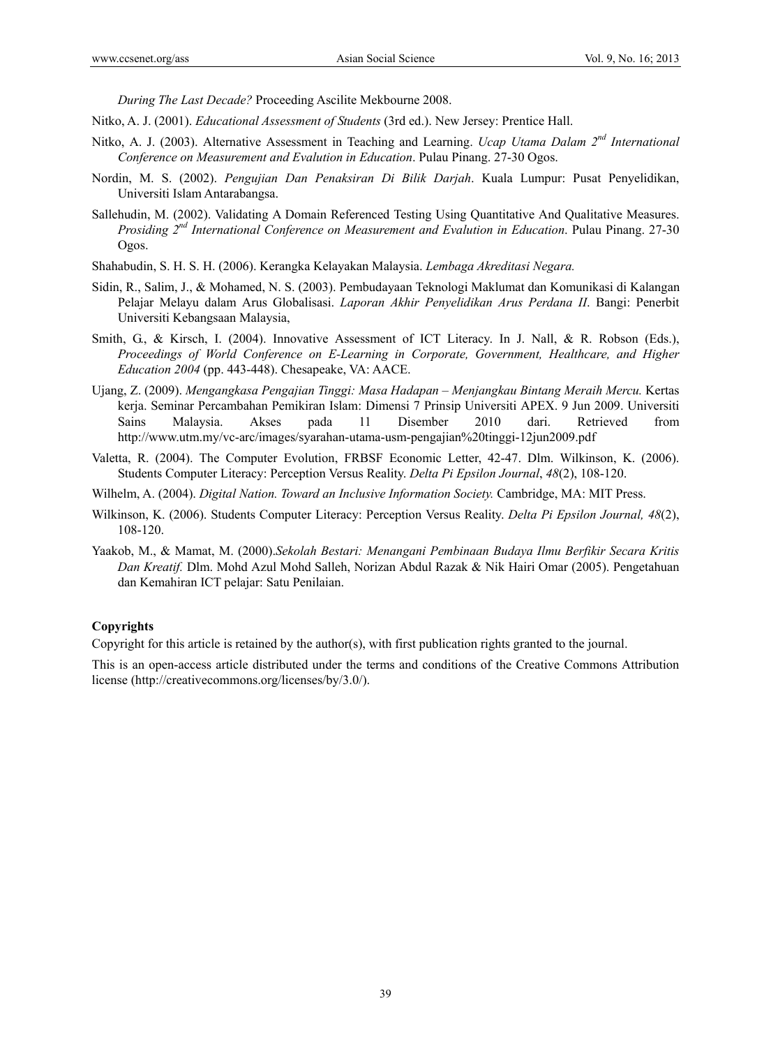*During The Last Decade?* Proceeding Ascilite Mekbourne 2008.

Nitko, A. J. (2001). *Educational Assessment of Students* (3rd ed.). New Jersey: Prentice Hall.

Nitko, A. J. (2003). Alternative Assessment in Teaching and Learning. *Ucap Utama Dalam 2nd International Conference on Measurement and Evalution in Education*. Pulau Pinang. 27-30 Ogos.

Nordin, M. S. (2002). *Pengujian Dan Penaksiran Di Bilik Darjah*. Kuala Lumpur: Pusat Penyelidikan, Universiti Islam Antarabangsa.

Sallehudin, M. (2002). Validating A Domain Referenced Testing Using Quantitative And Qualitative Measures. *Prosiding 2nd International Conference on Measurement and Evalution in Education*. Pulau Pinang. 27-30 Ogos.

Shahabudin, S. H. S. H. (2006). Kerangka Kelayakan Malaysia. *Lembaga Akreditasi Negara.*

Sidin, R., Salim, J., & Mohamed, N. S. (2003). Pembudayaan Teknologi Maklumat dan Komunikasi di Kalangan Pelajar Melayu dalam Arus Globalisasi. *Laporan Akhir Penyelidikan Arus Perdana II*. Bangi: Penerbit Universiti Kebangsaan Malaysia,

Smith, G., & Kirsch, I. (2004). Innovative Assessment of ICT Literacy. In J. Nall, & R. Robson (Eds.), *Proceedings of World Conference on E-Learning in Corporate, Government, Healthcare, and Higher Education 2004* (pp. 443-448). Chesapeake, VA: AACE.

Ujang, Z. (2009). *Mengangkasa Pengajian Tinggi: Masa Hadapan – Menjangkau Bintang Meraih Mercu.* Kertas kerja. Seminar Percambahan Pemikiran Islam: Dimensi 7 Prinsip Universiti APEX. 9 Jun 2009. Universiti Sains Malaysia. Akses pada 11 Disember 2010 dari. Retrieved from http://www.utm.my/vc-arc/images/syarahan-utama-usm-pengajian%20tinggi-12jun2009.pdf

Valetta, R. (2004). The Computer Evolution, FRBSF Economic Letter, 42-47. Dlm. Wilkinson, K. (2006). Students Computer Literacy: Perception Versus Reality. *Delta Pi Epsilon Journal*, *48*(2), 108-120.

Wilhelm, A. (2004). *Digital Nation. Toward an Inclusive Information Society.* Cambridge, MA: MIT Press.

Wilkinson, K. (2006). Students Computer Literacy: Perception Versus Reality. *Delta Pi Epsilon Journal, 48*(2), 108-120.

Yaakob, M., & Mamat, M. (2000).*Sekolah Bestari: Menangani Pembinaan Budaya Ilmu Berfikir Secara Kritis Dan Kreatif.* Dlm. Mohd Azul Mohd Salleh, Norizan Abdul Razak & Nik Hairi Omar (2005). Pengetahuan dan Kemahiran ICT pelajar: Satu Penilaian.

**Copyrights**

Copyright for this article is retained by the author(s), with first publication rights granted to the journal.

This is an open-access article distributed under the terms and conditions of the Creative Commons Attribution license (http://creativecommons.org/licenses/by/3.0/).